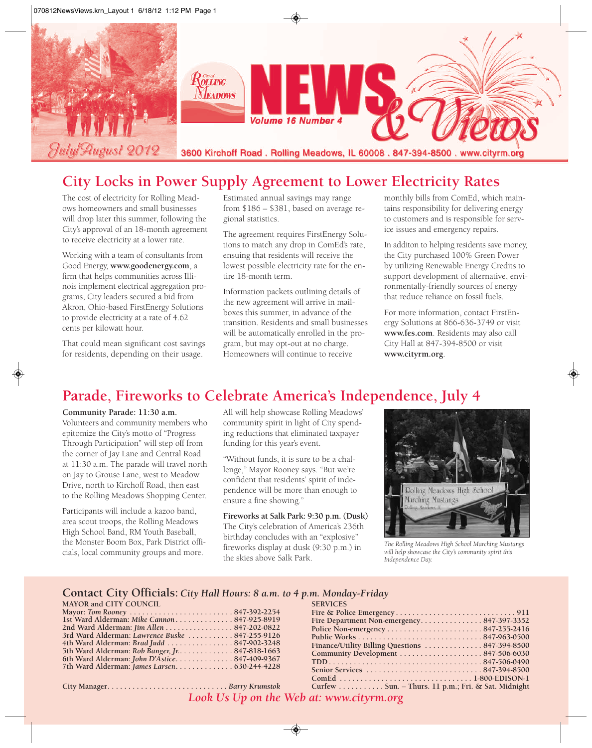# City of Rolling Meadows NEWS & Views

Volume 16 Number 4

July/August 2012

3600 Kirchoff Road . Rolling Meadows, IL 60008 . 847-394-8500 . www.cityrm.org

## City Locks in Power Supply Agreement to Lower Electricity Rates

The cost of electricity for Rolling Meadows homeowners and small businesses will drop later this summer, following the City's approval of an 18-month agreement to receive electricity at a lower rate.

Working with a team of consultants from Good Energy, **www.goodenergy.com**, a firm that helps communities across Illinois implement electrical aggregation programs, City leaders secured a bid from Akron, Ohio-based FirstEnergy Solutions to provide electricity at a rate of 4.62 cents per kilowatt hour.

That could mean significant cost savings for residents, depending on their usage. Estimated annual savings may range from $186 – $381, based on average regional statistics.

The agreement requires FirstEnergy Solutions to match any drop in ComEd's rate, ensuring that residents will receive the lowest possible electricity rate for the entire 18-month term.

Information packets outlining details of the new agreement will arrive in mailboxes this summer, in advance of the transition. Residents and small businesses will be automatically enrolled in the program, but may opt-out at no charge. Homeowners will continue to receive monthly bills from ComEd, which maintains responsibility for delivering energy to customers and is responsible for service issues and emergency repairs.

In additon to helping residents save money, the City purchased 100% Green Power by utilizing Renewable Energy Credits to support development of alternative, environmentally-friendly sources of energy that reduce reliance on fossil fuels.

For more information, contact FirstEnergy Solutions at 866-636-3749 or visit **www.fes.com**. Residents may also call City Hall at 847-394-8500 or visit **www.cityrm.org**.

## Parade, Fireworks to Celebrate America's Independence, July 4

**Community Parade: 11:30 a.m.**
Volunteers and community members who epitomize the City's motto of "Progress Through Participation" will step off from the corner of Jay Lane and Central Road at 11:30 a.m. The parade will travel north on Jay to Grouse Lane, west to Meadow Drive, north to Kirchoff Road, then east to the Rolling Meadows Shopping Center.

Participants will include a kazoo band, area scout troops, the Rolling Meadows High School Band, RM Youth Baseball, the Monster Boom Box, Park District officials, local community groups and more. All will help showcase Rolling Meadows' community spirit in light of City spending reductions that eliminated taxpayer funding for this year's event.

"Without funds, it is sure to be a challenge," Mayor Rooney says. "But we're confident that residents' spirit of independence will be more than enough to ensure a fine showing."

**Fireworks at Salk Park: 9:30 p.m. (Dusk)**
The City's celebration of America's 236th birthday concludes with an "explosive" fireworks display at dusk (9:30 p.m.) in the skies above Salk Park.

*The Rolling Meadows High School Marching Mustangs will help showcase the City's community spirit this Independence Day.*

## Contact City Officials: *City Hall Hours: 8 a.m. to 4 p.m. Monday-Friday*

**MAYOR and CITY COUNCIL**

| | |
|---|---|
| Mayor: *Tom Rooney* | 847-392-2254 |
| 1st Ward Alderman: *Mike Cannon* | 847-925-8919 |
| 2nd Ward Alderman: *Jim Allen* | 847-202-0822 |
| 3rd Ward Alderman: *Lawrence Buske* | 847-255-9126 |
| 4th Ward Alderman: *Brad Judd* | 847-902-3248 |
| 5th Ward Alderman: *Rob Banger, Jr.* | 847-818-1663 |
| 6th Ward Alderman: *John D'Astice* | 847-409-9367 |
| 7th Ward Alderman: *James Larsen* | 630-244-4228 |
| City Manager | *Barry Krumstok* |

**SERVICES**

| | |
|---|---|
| Fire & Police Emergency | 911 |
| Fire Department Non-emergency | 847-397-3352 |
| Police Non-emergency | 847-255-2416 |
| Public Works | 847-963-0500 |
| Finance/Utility Billing Questions | 847-394-8500 |
| Community Development | 847-506-6030 |
| TDD | 847-506-0490 |
| Senior Services | 847-394-8500 |
| ComEd | 1-800-EDISON-1 |
| Curfew | Sun. – Thurs. 11 p.m.; Fri. & Sat. Midnight |

*Look Us Up on the Web at: www.cityrm.org*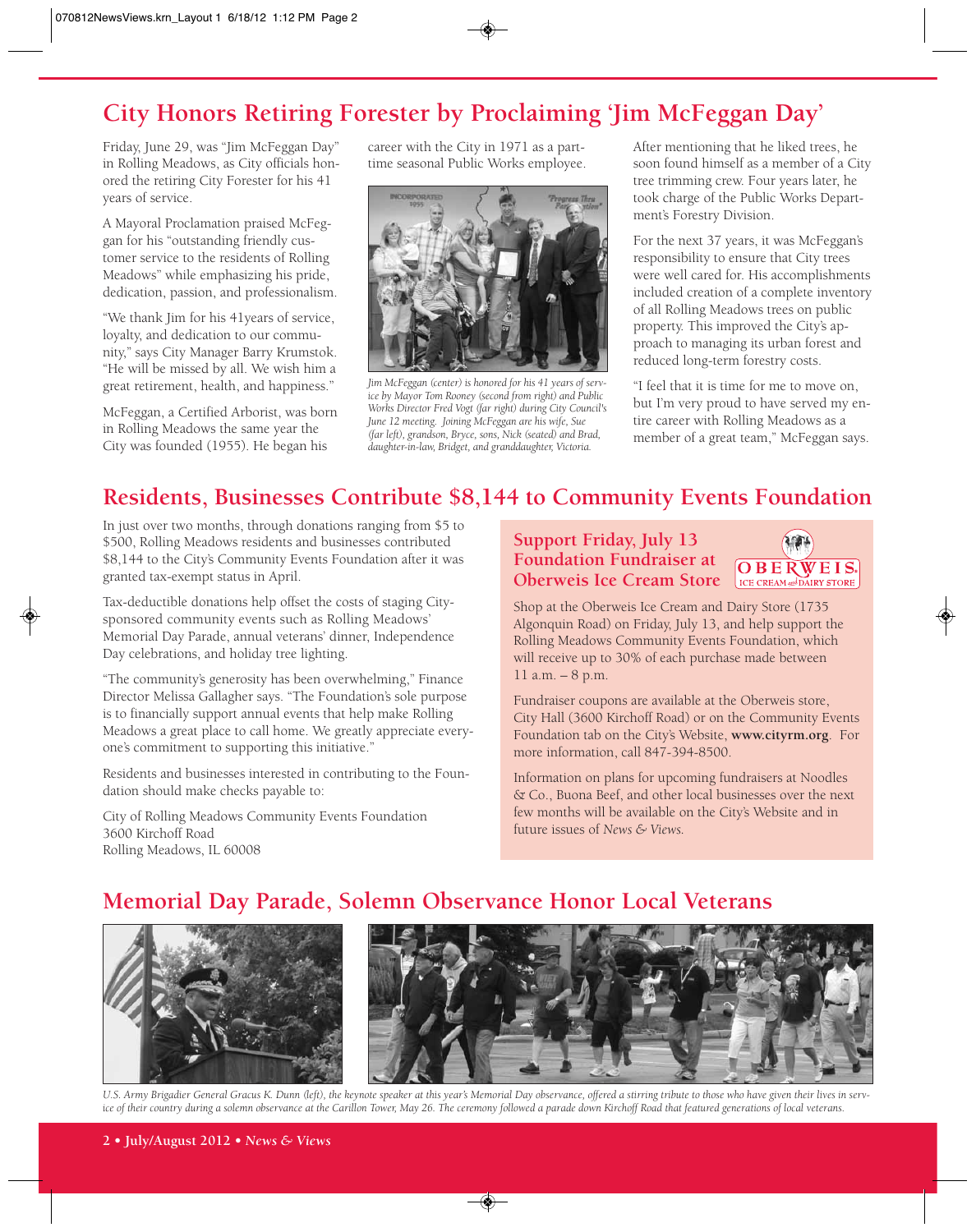# City Honors Retiring Forester by Proclaiming 'Jim McFeggan Day'

Friday, June 29, was "Jim McFeggan Day" in Rolling Meadows, as City officials honored the retiring City Forester for his 41 years of service.

A Mayoral Proclamation praised McFeggan for his "outstanding friendly customer service to the residents of Rolling Meadows" while emphasizing his pride, dedication, passion, and professionalism.

"We thank Jim for his 41years of service, loyalty, and dedication to our community," says City Manager Barry Krumstok. "He will be missed by all. We wish him a great retirement, health, and happiness."

McFeggan, a Certified Arborist, was born in Rolling Meadows the same year the City was founded (1955). He began his career with the City in 1971 as a part-time seasonal Public Works employee.

*Jim McFeggan (center) is honored for his 41 years of service by Mayor Tom Rooney (second from right) and Public Works Director Fred Vogt (far right) during City Council's June 12 meeting. Joining McFeggan are his wife, Sue (far left), grandson, Bryce, sons, Nick (seated) and Brad, daughter-in-law, Bridget, and granddaughter, Victoria.*

After mentioning that he liked trees, he soon found himself as a member of a City tree trimming crew. Four years later, he took charge of the Public Works Department's Forestry Division.

For the next 37 years, it was McFeggan's responsibility to ensure that City trees were well cared for. His accomplishments included creation of a complete inventory of all Rolling Meadows trees on public property. This improved the City's approach to managing its urban forest and reduced long-term forestry costs.

"I feel that it is time for me to move on, but I'm very proud to have served my entire career with Rolling Meadows as a member of a great team," McFeggan says.

# Residents, Businesses Contribute $8,144 to Community Events Foundation

In just over two months, through donations ranging from $5 to $500, Rolling Meadows residents and businesses contributed $8,144 to the City's Community Events Foundation after it was granted tax-exempt status in April.

Tax-deductible donations help offset the costs of staging City-sponsored community events such as Rolling Meadows' Memorial Day Parade, annual veterans' dinner, Independence Day celebrations, and holiday tree lighting.

"The community's generosity has been overwhelming," Finance Director Melissa Gallagher says. "The Foundation's sole purpose is to financially support annual events that help make Rolling Meadows a great place to call home. We greatly appreciate everyone's commitment to supporting this initiative."

Residents and businesses interested in contributing to the Foundation should make checks payable to:

City of Rolling Meadows Community Events Foundation
3600 Kirchoff Road
Rolling Meadows, IL 60008

## Support Friday, July 13 Foundation Fundraiser at Oberweis Ice Cream Store

Shop at the Oberweis Ice Cream and Dairy Store (1735 Algonquin Road) on Friday, July 13, and help support the Rolling Meadows Community Events Foundation, which will receive up to 30% of each purchase made between 11 a.m. – 8 p.m.

Fundraiser coupons are available at the Oberweis store, City Hall (3600 Kirchoff Road) or on the Community Events Foundation tab on the City's Website, **www.cityrm.org**. For more information, call 847-394-8500.

Information on plans for upcoming fundraisers at Noodles & Co., Buona Beef, and other local businesses over the next few months will be available on the City's Website and in future issues of *News & Views.*

# Memorial Day Parade, Solemn Observance Honor Local Veterans

*U.S. Army Brigadier General Gracus K. Dunn (left), the keynote speaker at this year's Memorial Day observance, offered a stirring tribute to those who have given their lives in service of their country during a solemn observance at the Carillon Tower, May 26. The ceremony followed a parade down Kirchoff Road that featured generations of local veterans.*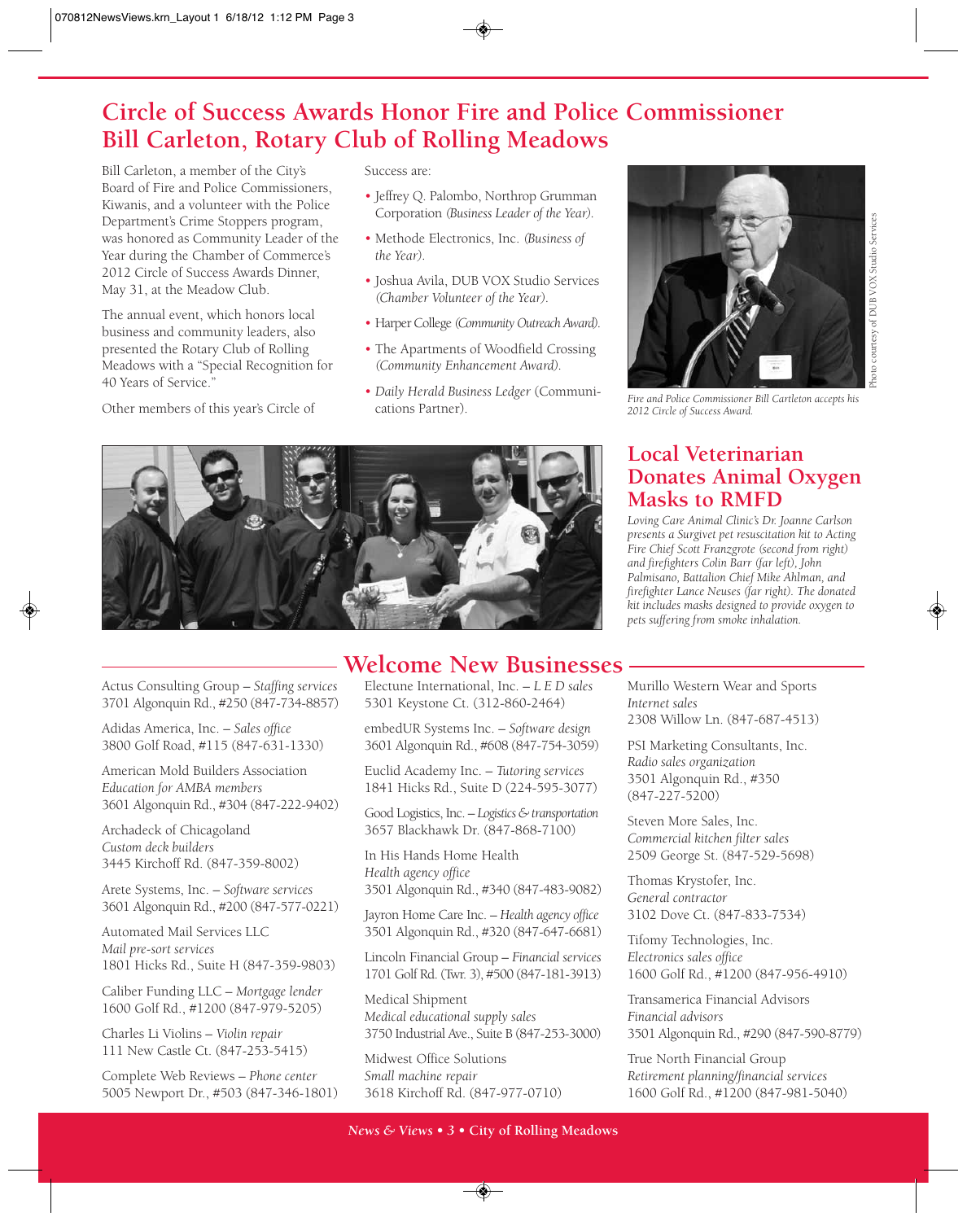# Circle of Success Awards Honor Fire and Police Commissioner Bill Carleton, Rotary Club of Rolling Meadows

Bill Carleton, a member of the City's Board of Fire and Police Commissioners, Kiwanis, and a volunteer with the Police Department's Crime Stoppers program, was honored as Community Leader of the Year during the Chamber of Commerce's 2012 Circle of Success Awards Dinner, May 31, at the Meadow Club.

The annual event, which honors local business and community leaders, also presented the Rotary Club of Rolling Meadows with a "Special Recognition for 40 Years of Service."

Other members of this year's Circle of Success are:

- Jeffrey Q. Palombo, Northrop Grumman Corporation *(Business Leader of the Year)*.
- Methode Electronics, Inc. *(Business of the Year)*.
- Joshua Avila, DUB VOX Studio Services *(Chamber Volunteer of the Year)*.
- Harper College *(Community Outreach Award)*.
- The Apartments of Woodfield Crossing *(Community Enhancement Award)*.
- *Daily Herald Business Ledger* (Communications Partner).

Photo courtesy of DUB VOX Studio Services

*Fire and Police Commissioner Bill Cartleton accepts his 2012 Circle of Success Award.*

## Local Veterinarian Donates Animal Oxygen Masks to RMFD

*Loving Care Animal Clinic's Dr. Joanne Carlson presents a Surgivet pet resuscitation kit to Acting Fire Chief Scott Franzgrote (second from right) and firefighters Colin Barr (far left), John Palmisano, Battalion Chief Mike Ahlman, and firefighter Lance Neuses (far right). The donated kit includes masks designed to provide oxygen to pets suffering from smoke inhalation.*

## Welcome New Businesses

Actus Consulting Group – *Staffing services*
3701 Algonquin Rd., #250 (847-734-8857)

Adidas America, Inc. – *Sales office*
3800 Golf Road, #115 (847-631-1330)

American Mold Builders Association
*Education for AMBA members*
3601 Algonquin Rd., #304 (847-222-9402)

Archadeck of Chicagoland
*Custom deck builders*
3445 Kirchoff Rd. (847-359-8002)

Arete Systems, Inc. – *Software services*
3601 Algonquin Rd., #200 (847-577-0221)

Automated Mail Services LLC
*Mail pre-sort services*
1801 Hicks Rd., Suite H (847-359-9803)

Caliber Funding LLC – *Mortgage lender*
1600 Golf Rd., #1200 (847-979-5205)

Charles Li Violins – *Violin repair*
111 New Castle Ct. (847-253-5415)

Complete Web Reviews – *Phone center*
5005 Newport Dr., #503 (847-346-1801)

Electune International, Inc. – *L E D sales*
5301 Keystone Ct. (312-860-2464)

embedUR Systems Inc. – *Software design*
3601 Algonquin Rd., #608 (847-754-3059)

Euclid Academy Inc. – *Tutoring services*
1841 Hicks Rd., Suite D (224-595-3077)

Good Logistics, Inc. – *Logistics & transportation*
3657 Blackhawk Dr. (847-868-7100)

In His Hands Home Health
*Health agency office*
3501 Algonquin Rd., #340 (847-483-9082)

Jayron Home Care Inc. – *Health agency office*
3501 Algonquin Rd., #320 (847-647-6681)

Lincoln Financial Group – *Financial services*
1701 Golf Rd. (Twr. 3), #500 (847-181-3913)

Medical Shipment
*Medical educational supply sales*
3750 Industrial Ave., Suite B (847-253-3000)

Midwest Office Solutions
*Small machine repair*
3618 Kirchoff Rd. (847-977-0710)

Murillo Western Wear and Sports
*Internet sales*
2308 Willow Ln. (847-687-4513)

PSI Marketing Consultants, Inc.
*Radio sales organization*
3501 Algonquin Rd., #350
(847-227-5200)

Steven More Sales, Inc.
*Commercial kitchen filter sales*
2509 George St. (847-529-5698)

Thomas Krystofer, Inc.
*General contractor*
3102 Dove Ct. (847-833-7534)

Tifomy Technologies, Inc.
*Electronics sales office*
1600 Golf Rd., #1200 (847-956-4910)

Transamerica Financial Advisors
*Financial advisors*
3501 Algonquin Rd., #290 (847-590-8779)

True North Financial Group
*Retirement planning/financial services*
1600 Golf Rd., #1200 (847-981-5040)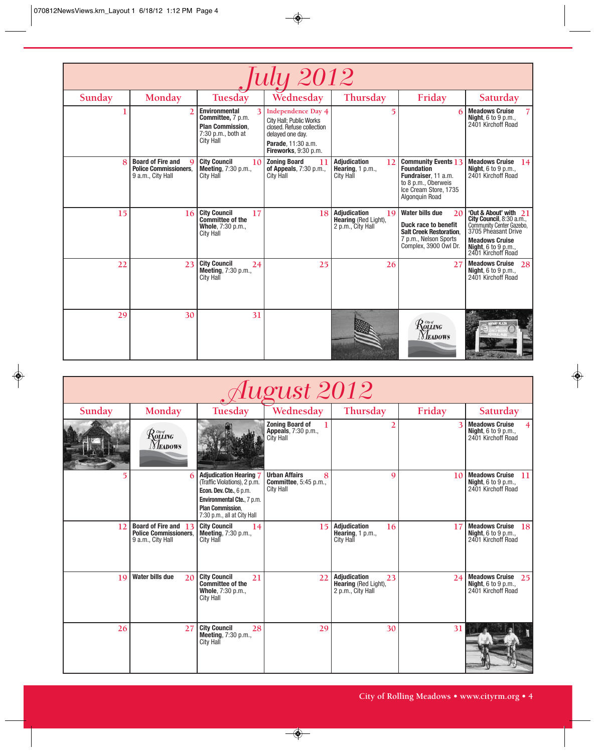# July 2012

| Sunday | Monday | Tuesday | Wednesday | Thursday | Friday | Saturday |
|---|---|---|---|---|---|---|
| 1 | 2 | 3 **Environmental Committee,** 7 p.m. **Plan Commission**, 7:30 p.m., both at City Hall | 4 Independence Day City Hall; Public Works closed. Refuse collection delayed one day. **Parade**, 11:30 a.m. **Fireworks**, 9:30 p.m. | 5 | 6 | 7 **Meadows Cruise Night**, 6 to 9 p.m., 2401 Kirchoff Road |
| 8 | 9 **Board of Fire and Police Commissioners**, 9 a.m., City Hall | 10 **City Council Meeting**, 7:30 p.m., City Hall | 11 **Zoning Board of Appeals**, 7:30 p.m., City Hall | 12 **Adjudication Hearing**, 1 p.m., City Hall | 13 **Community Events Foundation Fundraiser**, 11 a.m. to 8 p.m., Oberweis Ice Cream Store, 1735 Algonquin Road | 14 **Meadows Cruise Night**, 6 to 9 p.m., 2401 Kirchoff Road |
| 15 | 16 | 17 **City Council Committee of the Whole**, 7:30 p.m., City Hall | 18 | 19 **Adjudication Hearing** (Red Light), 2 p.m., City Hall | 20 **Water bills due** **Duck race to benefit Salt Creek Restoration**, 7 p.m., Nelson Sports Complex, 3900 Owl Dr. | 21 **'Out & About' with City Council**, 8:30 a.m., Community Center Gazebo, 3705 Pheasant Drive **Meadows Cruise Night**, 6 to 9 p.m., 2401 Kirchoff Road |
| 22 | 23 | 24 **City Council Meeting**, 7:30 p.m., City Hall | 25 | 26 | 27 | 28 **Meadows Cruise Night**, 6 to 9 p.m., 2401 Kirchoff Road |
| 29 | 30 | 31 | | | | |

# August 2012

| Sunday | Monday | Tuesday | Wednesday | Thursday | Friday | Saturday |
|---|---|---|---|---|---|---|
| | | | 1 **Zoning Board of Appeals**, 7:30 p.m., City Hall | 2 | 3 | 4 **Meadows Cruise Night**, 6 to 9 p.m., 2401 Kirchoff Road |
| 5 | 6 | 7 **Adjudication Hearing** (Traffic Violations), 2 p.m. **Econ. Dev. Cte.**, 6 p.m. **Environmental Cte.**, 7 p.m. **Plan Commission**, 7:30 p.m., all at City Hall | 8 **Urban Affairs Committee**, 5:45 p.m., City Hall | 9 | 10 | 11 **Meadows Cruise Night**, 6 to 9 p.m., 2401 Kirchoff Road |
| 12 | 13 **Board of Fire and Police Commissioners**, 9 a.m., City Hall | 14 **City Council Meeting**, 7:30 p.m., City Hall | 15 | 16 **Adjudication Hearing**, 1 p.m., City Hall | 17 | 18 **Meadows Cruise Night**, 6 to 9 p.m., 2401 Kirchoff Road |
| 19 | 20 **Water bills due** | 21 **City Council Committee of the Whole**, 7:30 p.m., City Hall | 22 | 23 **Adjudication Hearing** (Red Light), 2 p.m., City Hall | 24 | 25 **Meadows Cruise Night**, 6 to 9 p.m., 2401 Kirchoff Road |
| 26 | 27 | 28 **City Council Meeting**, 7:30 p.m., City Hall | 29 | 30 | 31 | |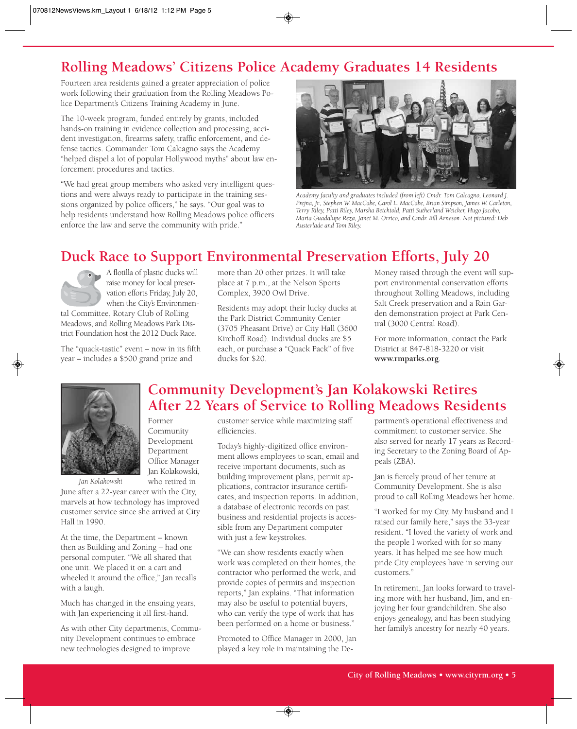## Rolling Meadows' Citizens Police Academy Graduates 14 Residents

Fourteen area residents gained a greater appreciation of police work following their graduation from the Rolling Meadows Police Department's Citizens Training Academy in June.

The 10-week program, funded entirely by grants, included hands-on training in evidence collection and processing, accident investigation, firearms safety, traffic enforcement, and defense tactics. Commander Tom Calcagno says the Academy "helped dispel a lot of popular Hollywood myths" about law enforcement procedures and tactics.

"We had great group members who asked very intelligent questions and were always ready to participate in the training sessions organized by police officers," he says. "Our goal was to help residents understand how Rolling Meadows police officers enforce the law and serve the community with pride."

*Academy faculty and graduates included (from left) Cmdr. Tom Calcagno, Leonard J. Prejna, Jr., Stephen W. MacCabe, Carol L. MacCabe, Brian Simpson, James W. Carleton, Terry Riley, Patti Riley, Marsha Betchtold, Patti Sutherland Weicker, Hugo Jacobo, Maria Guadalupe Reza, Janet M. Orrico, and Cmdr. Bill Arneson. Not pictured: Deb Austerlade and Tom Riley.*

## Duck Race to Support Environmental Preservation Efforts, July 20

A flotilla of plastic ducks will raise money for local preservation efforts Friday, July 20, when the City's Environmental Committee, Rotary Club of Rolling Meadows, and Rolling Meadows Park District Foundation host the 2012 Duck Race.

The "quack-tastic" event – now in its fifth year – includes a $500 grand prize and more than 20 other prizes. It will take place at 7 p.m., at the Nelson Sports Complex, 3900 Owl Drive.

Residents may adopt their lucky ducks at the Park District Community Center (3705 Pheasant Drive) or City Hall (3600 Kirchoff Road). Individual ducks are $5 each, or purchase a "Quack Pack" of five ducks for $20.

Money raised through the event will support environmental conservation efforts throughout Rolling Meadows, including Salt Creek preservation and a Rain Garden demonstration project at Park Central (3000 Central Road).

For more information, contact the Park District at 847-818-3220 or visit **www.rmparks.org**.

## Community Development's Jan Kolakowski Retires After 22 Years of Service to Rolling Meadows Residents

*Jan Kolakowski*

Former Community Development Department Office Manager Jan Kolakowski, who retired in June after a 22-year career with the City, marvels at how technology has improved customer service since she arrived at City Hall in 1990.

At the time, the Department – known then as Building and Zoning – had one personal computer. "We all shared that one unit. We placed it on a cart and wheeled it around the office," Jan recalls with a laugh.

Much has changed in the ensuing years, with Jan experiencing it all first-hand.

As with other City departments, Community Development continues to embrace new technologies designed to improve customer service while maximizing staff efficiencies.

Today's highly-digitized office environment allows employees to scan, email and receive important documents, such as building improvement plans, permit applications, contractor insurance certificates, and inspection reports. In addition, a database of electronic records on past business and residential projects is accessible from any Department computer with just a few keystrokes.

"We can show residents exactly when work was completed on their homes, the contractor who performed the work, and provide copies of permits and inspection reports," Jan explains. "That information may also be useful to potential buyers, who can verify the type of work that has been performed on a home or business."

Promoted to Office Manager in 2000, Jan played a key role in maintaining the Department's operational effectiveness and commitment to customer service. She also served for nearly 17 years as Recording Secretary to the Zoning Board of Appeals (ZBA).

Jan is fiercely proud of her tenure at Community Development. She is also proud to call Rolling Meadows her home.

"I worked for my City. My husband and I raised our family here," says the 33-year resident. "I loved the variety of work and the people I worked with for so many years. It has helped me see how much pride City employees have in serving our customers."

In retirement, Jan looks forward to traveling more with her husband, Jim, and enjoying her four grandchildren. She also enjoys genealogy, and has been studying her family's ancestry for nearly 40 years.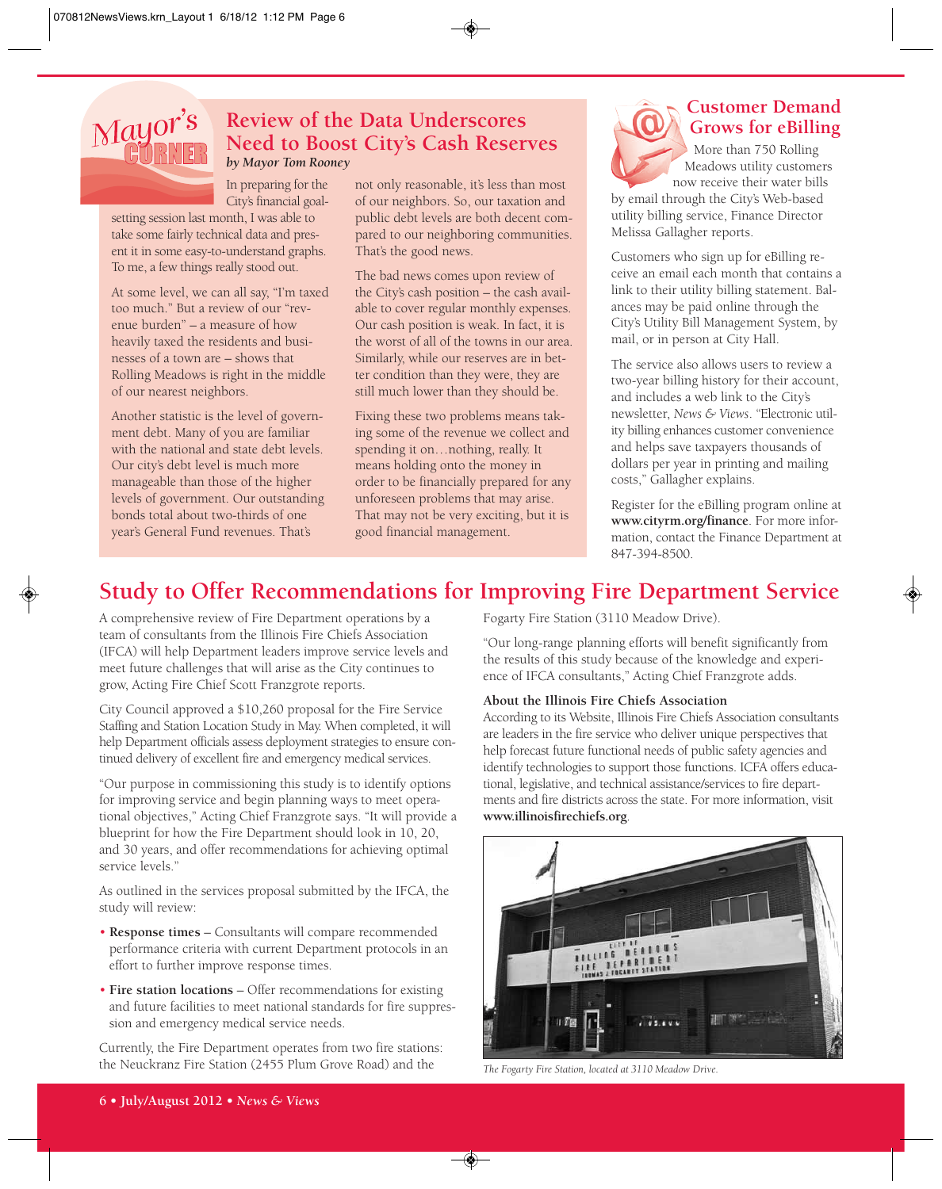## Mayor's Corner

### Review of the Data Underscores Need to Boost City's Cash Reserves

*by Mayor Tom Rooney*

In preparing for the City's financial goal-setting session last month, I was able to take some fairly technical data and present it in some easy-to-understand graphs. To me, a few things really stood out.

At some level, we can all say, "I'm taxed too much." But a review of our "revenue burden" – a measure of how heavily taxed the residents and businesses of a town are – shows that Rolling Meadows is right in the middle of our nearest neighbors.

Another statistic is the level of government debt. Many of you are familiar with the national and state debt levels. Our city's debt level is much more manageable than those of the higher levels of government. Our outstanding bonds total about two-thirds of one year's General Fund revenues. That's not only reasonable, it's less than most of our neighbors. So, our taxation and public debt levels are both decent compared to our neighboring communities. That's the good news.

The bad news comes upon review of the City's cash position – the cash available to cover regular monthly expenses. Our cash position is weak. In fact, it is the worst of all of the towns in our area. Similarly, while our reserves are in better condition than they were, they are still much lower than they should be.

Fixing these two problems means taking some of the revenue we collect and spending it on…nothing, really. It means holding onto the money in order to be financially prepared for any unforeseen problems that may arise. That may not be very exciting, but it is good financial management.

## Customer Demand Grows for eBilling

More than 750 Rolling Meadows utility customers now receive their water bills by email through the City's Web-based utility billing service, Finance Director Melissa Gallagher reports.

Customers who sign up for eBilling receive an email each month that contains a link to their utility billing statement. Balances may be paid online through the City's Utility Bill Management System, by mail, or in person at City Hall.

The service also allows users to review a two-year billing history for their account, and includes a web link to the City's newsletter, *News & Views*. "Electronic utility billing enhances customer convenience and helps save taxpayers thousands of dollars per year in printing and mailing costs," Gallagher explains.

Register for the eBilling program online at **www.cityrm.org/finance**. For more information, contact the Finance Department at 847-394-8500.

## Study to Offer Recommendations for Improving Fire Department Service

A comprehensive review of Fire Department operations by a team of consultants from the Illinois Fire Chiefs Association (IFCA) will help Department leaders improve service levels and meet future challenges that will arise as the City continues to grow, Acting Fire Chief Scott Franzgrote reports.

City Council approved a $10,260 proposal for the Fire Service Staffing and Station Location Study in May. When completed, it will help Department officials assess deployment strategies to ensure continued delivery of excellent fire and emergency medical services.

"Our purpose in commissioning this study is to identify options for improving service and begin planning ways to meet operational objectives," Acting Chief Franzgrote says. "It will provide a blueprint for how the Fire Department should look in 10, 20, and 30 years, and offer recommendations for achieving optimal service levels."

As outlined in the services proposal submitted by the IFCA, the study will review:

- **Response times** – Consultants will compare recommended performance criteria with current Department protocols in an effort to further improve response times.
- **Fire station locations** – Offer recommendations for existing and future facilities to meet national standards for fire suppression and emergency medical service needs.

Currently, the Fire Department operates from two fire stations: the Neuckranz Fire Station (2455 Plum Grove Road) and the Fogarty Fire Station (3110 Meadow Drive).

"Our long-range planning efforts will benefit significantly from the results of this study because of the knowledge and experience of IFCA consultants," Acting Chief Franzgrote adds.

### About the Illinois Fire Chiefs Association

According to its Website, Illinois Fire Chiefs Association consultants are leaders in the fire service who deliver unique perspectives that help forecast future functional needs of public safety agencies and identify technologies to support those functions. ICFA offers educational, legislative, and technical assistance/services to fire departments and fire districts across the state. For more information, visit **www.illinoisfirechiefs.org**.

*The Fogarty Fire Station, located at 3110 Meadow Drive.*